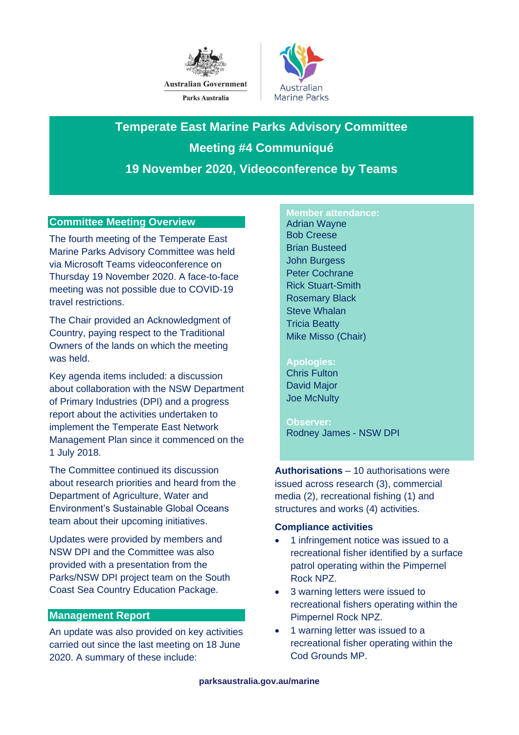Australian Government

Parks Australia

Australian Marine Parks

# Temperate East Marine Parks Advisory Committee

# Meeting #4 Communiqué

# 19 November 2020, Videoconference by Teams

## Committee Meeting Overview

The fourth meeting of the Temperate East Marine Parks Advisory Committee was held via Microsoft Teams videoconference on Thursday 19 November 2020. A face-to-face meeting was not possible due to COVID-19 travel restrictions.

The Chair provided an Acknowledgment of Country, paying respect to the Traditional Owners of the lands on which the meeting was held.

Key agenda items included: a discussion about collaboration with the NSW Department of Primary Industries (DPI) and a progress report about the activities undertaken to implement the Temperate East Network Management Plan since it commenced on the 1 July 2018.

The Committee continued its discussion about research priorities and heard from the Department of Agriculture, Water and Environment's Sustainable Global Oceans team about their upcoming initiatives.

Updates were provided by members and NSW DPI and the Committee was also provided with a presentation from the Parks/NSW DPI project team on the South Coast Sea Country Education Package.

## Management Report

An update was also provided on key activities carried out since the last meeting on 18 June 2020. A summary of these include:

**Member attendance:**

Adrian Wayne
Bob Creese
Brian Busteed
John Burgess
Peter Cochrane
Rick Stuart-Smith
Rosemary Black
Steve Whalan
Tricia Beatty
Mike Misso (Chair)

**Apologies:**

Chris Fulton
David Major
Joe McNulty

**Observer:**

Rodney James - NSW DPI

**Authorisations** – 10 authorisations were issued across research (3), commercial media (2), recreational fishing (1) and structures and works (4) activities.

**Compliance activities**

- 1 infringement notice was issued to a recreational fisher identified by a surface patrol operating within the Pimpernel Rock NPZ.
- 3 warning letters were issued to recreational fishers operating within the Pimpernel Rock NPZ.
- 1 warning letter was issued to a recreational fisher operating within the Cod Grounds MP.

parksaustralia.gov.au/marine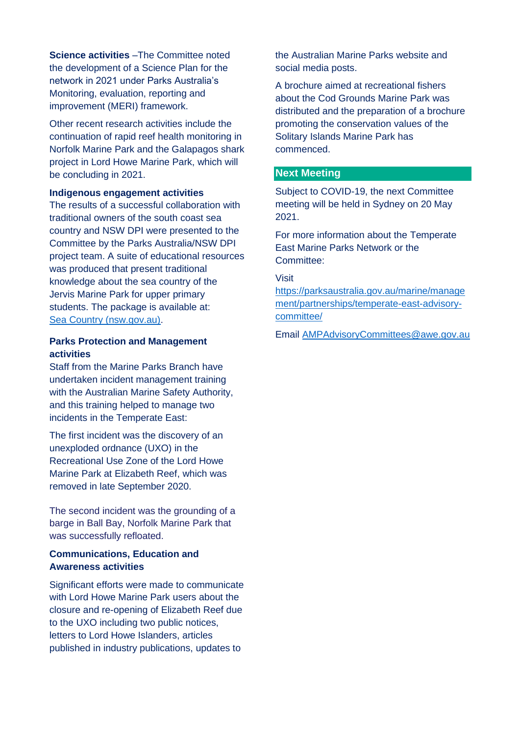**Science activities** –The Committee noted the development of a Science Plan for the network in 2021 under Parks Australia's Monitoring, evaluation, reporting and improvement (MERI) framework.

Other recent research activities include the continuation of rapid reef health monitoring in Norfolk Marine Park and the Galapagos shark project in Lord Howe Marine Park, which will be concluding in 2021.

**Indigenous engagement activities**
The results of a successful collaboration with traditional owners of the south coast sea country and NSW DPI were presented to the Committee by the Parks Australia/NSW DPI project team. A suite of educational resources was produced that present traditional knowledge about the sea country of the Jervis Marine Park for upper primary students. The package is available at: [Sea Country (nsw.gov.au)](Sea Country (nsw.gov.au)).

**Parks Protection and Management activities**
Staff from the Marine Parks Branch have undertaken incident management training with the Australian Marine Safety Authority, and this training helped to manage two incidents in the Temperate East:

The first incident was the discovery of an unexploded ordnance (UXO) in the Recreational Use Zone of the Lord Howe Marine Park at Elizabeth Reef, which was removed in late September 2020.

The second incident was the grounding of a barge in Ball Bay, Norfolk Marine Park that was successfully refloated.

**Communications, Education and Awareness activities**

Significant efforts were made to communicate with Lord Howe Marine Park users about the closure and re-opening of Elizabeth Reef due to the UXO including two public notices, letters to Lord Howe Islanders, articles published in industry publications, updates to the Australian Marine Parks website and social media posts.

A brochure aimed at recreational fishers about the Cod Grounds Marine Park was distributed and the preparation of a brochure promoting the conservation values of the Solitary Islands Marine Park has commenced.

## Next Meeting

Subject to COVID-19, the next Committee meeting will be held in Sydney on 20 May 2021.

For more information about the Temperate East Marine Parks Network or the Committee:

Visit
https://parksaustralia.gov.au/marine/management/partnerships/temperate-east-advisory-committee/

Email AMPAdvisoryCommittees@awe.gov.au